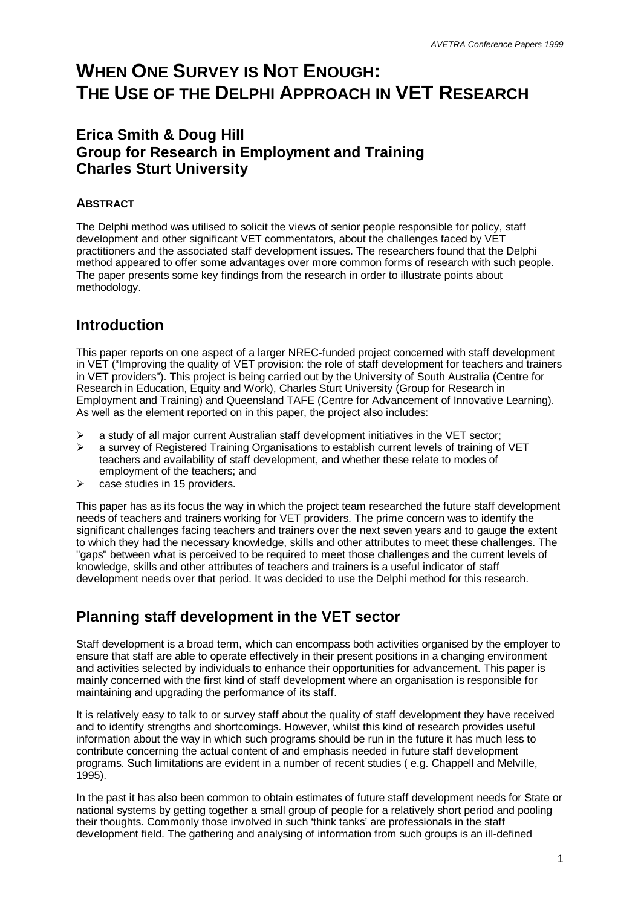# WHEN ONE SURVEY IS NOT ENOUGH: THE USE OF THE DELPHI APPROACH IN VET RESEARCH

## Erica Smith & Doug Hill
## Group for Research in Employment and Training
## Charles Sturt University

### ABSTRACT

The Delphi method was utilised to solicit the views of senior people responsible for policy, staff development and other significant VET commentators, about the challenges faced by VET practitioners and the associated staff development issues. The researchers found that the Delphi method appeared to offer some advantages over more common forms of research with such people. The paper presents some key findings from the research in order to illustrate points about methodology.

## Introduction

This paper reports on one aspect of a larger NREC-funded project concerned with staff development in VET ("Improving the quality of VET provision: the role of staff development for teachers and trainers in VET providers"). This project is being carried out by the University of South Australia (Centre for Research in Education, Equity and Work), Charles Sturt University (Group for Research in Employment and Training) and Queensland TAFE (Centre for Advancement of Innovative Learning). As well as the element reported on in this paper, the project also includes:

- a study of all major current Australian staff development initiatives in the VET sector;
- a survey of Registered Training Organisations to establish current levels of training of VET teachers and availability of staff development, and whether these relate to modes of employment of the teachers; and
- case studies in 15 providers.

This paper has as its focus the way in which the project team researched the future staff development needs of teachers and trainers working for VET providers. The prime concern was to identify the significant challenges facing teachers and trainers over the next seven years and to gauge the extent to which they had the necessary knowledge, skills and other attributes to meet these challenges. The "gaps" between what is perceived to be required to meet those challenges and the current levels of knowledge, skills and other attributes of teachers and trainers is a useful indicator of staff development needs over that period. It was decided to use the Delphi method for this research.

## Planning staff development in the VET sector

Staff development is a broad term, which can encompass both activities organised by the employer to ensure that staff are able to operate effectively in their present positions in a changing environment and activities selected by individuals to enhance their opportunities for advancement. This paper is mainly concerned with the first kind of staff development where an organisation is responsible for maintaining and upgrading the performance of its staff.

It is relatively easy to talk to or survey staff about the quality of staff development they have received and to identify strengths and shortcomings. However, whilst this kind of research provides useful information about the way in which such programs should be run in the future it has much less to contribute concerning the actual content of and emphasis needed in future staff development programs. Such limitations are evident in a number of recent studies ( e.g. Chappell and Melville, 1995).

In the past it has also been common to obtain estimates of future staff development needs for State or national systems by getting together a small group of people for a relatively short period and pooling their thoughts. Commonly those involved in such 'think tanks' are professionals in the staff development field. The gathering and analysing of information from such groups is an ill-defined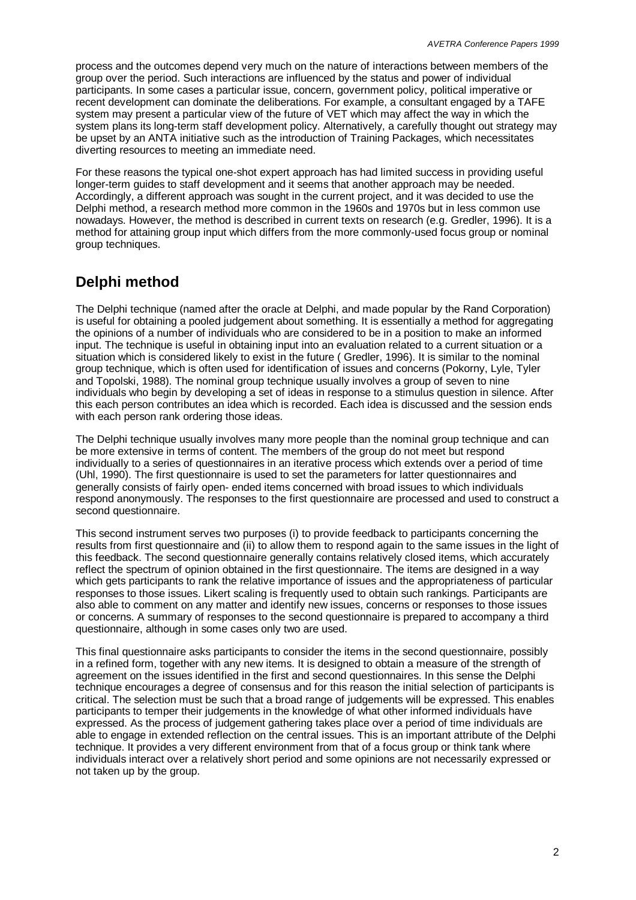process and the outcomes depend very much on the nature of interactions between members of the group over the period. Such interactions are influenced by the status and power of individual participants. In some cases a particular issue, concern, government policy, political imperative or recent development can dominate the deliberations. For example, a consultant engaged by a TAFE system may present a particular view of the future of VET which may affect the way in which the system plans its long-term staff development policy. Alternatively, a carefully thought out strategy may be upset by an ANTA initiative such as the introduction of Training Packages, which necessitates diverting resources to meeting an immediate need.

For these reasons the typical one-shot expert approach has had limited success in providing useful longer-term guides to staff development and it seems that another approach may be needed. Accordingly, a different approach was sought in the current project, and it was decided to use the Delphi method, a research method more common in the 1960s and 1970s but in less common use nowadays. However, the method is described in current texts on research (e.g. Gredler, 1996). It is a method for attaining group input which differs from the more commonly-used focus group or nominal group techniques.

## Delphi method

The Delphi technique (named after the oracle at Delphi, and made popular by the Rand Corporation) is useful for obtaining a pooled judgement about something. It is essentially a method for aggregating the opinions of a number of individuals who are considered to be in a position to make an informed input. The technique is useful in obtaining input into an evaluation related to a current situation or a situation which is considered likely to exist in the future ( Gredler, 1996). It is similar to the nominal group technique, which is often used for identification of issues and concerns (Pokorny, Lyle, Tyler and Topolski, 1988). The nominal group technique usually involves a group of seven to nine individuals who begin by developing a set of ideas in response to a stimulus question in silence. After this each person contributes an idea which is recorded. Each idea is discussed and the session ends with each person rank ordering those ideas.

The Delphi technique usually involves many more people than the nominal group technique and can be more extensive in terms of content. The members of the group do not meet but respond individually to a series of questionnaires in an iterative process which extends over a period of time (Uhl, 1990). The first questionnaire is used to set the parameters for latter questionnaires and generally consists of fairly open- ended items concerned with broad issues to which individuals respond anonymously. The responses to the first questionnaire are processed and used to construct a second questionnaire.

This second instrument serves two purposes (i) to provide feedback to participants concerning the results from first questionnaire and (ii) to allow them to respond again to the same issues in the light of this feedback. The second questionnaire generally contains relatively closed items, which accurately reflect the spectrum of opinion obtained in the first questionnaire. The items are designed in a way which gets participants to rank the relative importance of issues and the appropriateness of particular responses to those issues. Likert scaling is frequently used to obtain such rankings. Participants are also able to comment on any matter and identify new issues, concerns or responses to those issues or concerns. A summary of responses to the second questionnaire is prepared to accompany a third questionnaire, although in some cases only two are used.

This final questionnaire asks participants to consider the items in the second questionnaire, possibly in a refined form, together with any new items. It is designed to obtain a measure of the strength of agreement on the issues identified in the first and second questionnaires. In this sense the Delphi technique encourages a degree of consensus and for this reason the initial selection of participants is critical. The selection must be such that a broad range of judgements will be expressed. This enables participants to temper their judgements in the knowledge of what other informed individuals have expressed. As the process of judgement gathering takes place over a period of time individuals are able to engage in extended reflection on the central issues. This is an important attribute of the Delphi technique. It provides a very different environment from that of a focus group or think tank where individuals interact over a relatively short period and some opinions are not necessarily expressed or not taken up by the group.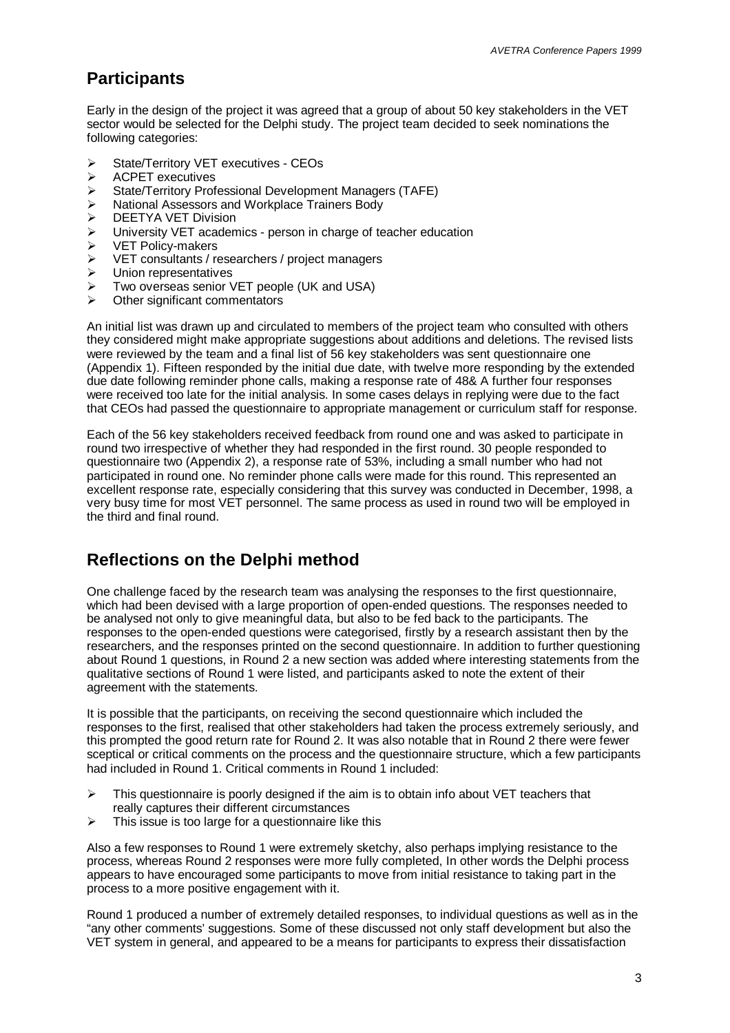## Participants

Early in the design of the project it was agreed that a group of about 50 key stakeholders in the VET sector would be selected for the Delphi study. The project team decided to seek nominations the following categories:

- State/Territory VET executives - CEOs
- ACPET executives
- State/Territory Professional Development Managers (TAFE)
- National Assessors and Workplace Trainers Body
- DEETYA VET Division
- University VET academics - person in charge of teacher education
- VET Policy-makers
- VET consultants / researchers / project managers
- Union representatives
- Two overseas senior VET people (UK and USA)
- Other significant commentators

An initial list was drawn up and circulated to members of the project team who consulted with others they considered might make appropriate suggestions about additions and deletions. The revised lists were reviewed by the team and a final list of 56 key stakeholders was sent questionnaire one (Appendix 1). Fifteen responded by the initial due date, with twelve more responding by the extended due date following reminder phone calls, making a response rate of 48& A further four responses were received too late for the initial analysis. In some cases delays in replying were due to the fact that CEOs had passed the questionnaire to appropriate management or curriculum staff for response.

Each of the 56 key stakeholders received feedback from round one and was asked to participate in round two irrespective of whether they had responded in the first round. 30 people responded to questionnaire two (Appendix 2), a response rate of 53%, including a small number who had not participated in round one. No reminder phone calls were made for this round. This represented an excellent response rate, especially considering that this survey was conducted in December, 1998, a very busy time for most VET personnel. The same process as used in round two will be employed in the third and final round.

## Reflections on the Delphi method

One challenge faced by the research team was analysing the responses to the first questionnaire, which had been devised with a large proportion of open-ended questions. The responses needed to be analysed not only to give meaningful data, but also to be fed back to the participants. The responses to the open-ended questions were categorised, firstly by a research assistant then by the researchers, and the responses printed on the second questionnaire. In addition to further questioning about Round 1 questions, in Round 2 a new section was added where interesting statements from the qualitative sections of Round 1 were listed, and participants asked to note the extent of their agreement with the statements.

It is possible that the participants, on receiving the second questionnaire which included the responses to the first, realised that other stakeholders had taken the process extremely seriously, and this prompted the good return rate for Round 2. It was also notable that in Round 2 there were fewer sceptical or critical comments on the process and the questionnaire structure, which a few participants had included in Round 1. Critical comments in Round 1 included:

- This questionnaire is poorly designed if the aim is to obtain info about VET teachers that really captures their different circumstances
- This issue is too large for a questionnaire like this

Also a few responses to Round 1 were extremely sketchy, also perhaps implying resistance to the process, whereas Round 2 responses were more fully completed, In other words the Delphi process appears to have encouraged some participants to move from initial resistance to taking part in the process to a more positive engagement with it.

Round 1 produced a number of extremely detailed responses, to individual questions as well as in the "any other comments' suggestions. Some of these discussed not only staff development but also the VET system in general, and appeared to be a means for participants to express their dissatisfaction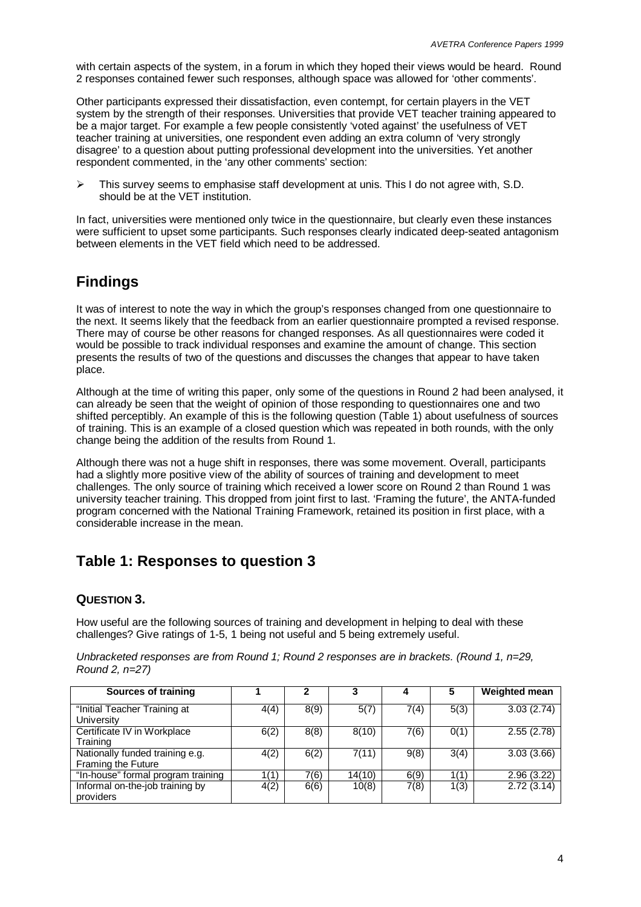with certain aspects of the system, in a forum in which they hoped their views would be heard. Round 2 responses contained fewer such responses, although space was allowed for 'other comments'.

Other participants expressed their dissatisfaction, even contempt, for certain players in the VET system by the strength of their responses. Universities that provide VET teacher training appeared to be a major target. For example a few people consistently 'voted against' the usefulness of VET teacher training at universities, one respondent even adding an extra column of 'very strongly disagree' to a question about putting professional development into the universities. Yet another respondent commented, in the 'any other comments' section:

- This survey seems to emphasise staff development at unis. This I do not agree with, S.D. should be at the VET institution.

In fact, universities were mentioned only twice in the questionnaire, but clearly even these instances were sufficient to upset some participants. Such responses clearly indicated deep-seated antagonism between elements in the VET field which need to be addressed.

## Findings

It was of interest to note the way in which the group's responses changed from one questionnaire to the next. It seems likely that the feedback from an earlier questionnaire prompted a revised response. There may of course be other reasons for changed responses. As all questionnaires were coded it would be possible to track individual responses and examine the amount of change. This section presents the results of two of the questions and discusses the changes that appear to have taken place.

Although at the time of writing this paper, only some of the questions in Round 2 had been analysed, it can already be seen that the weight of opinion of those responding to questionnaires one and two shifted perceptibly. An example of this is the following question (Table 1) about usefulness of sources of training. This is an example of a closed question which was repeated in both rounds, with the only change being the addition of the results from Round 1.

Although there was not a huge shift in responses, there was some movement. Overall, participants had a slightly more positive view of the ability of sources of training and development to meet challenges. The only source of training which received a lower score on Round 2 than Round 1 was university teacher training. This dropped from joint first to last. 'Framing the future', the ANTA-funded program concerned with the National Training Framework, retained its position in first place, with a considerable increase in the mean.

## Table 1: Responses to question 3

### QUESTION 3.

How useful are the following sources of training and development in helping to deal with these challenges? Give ratings of 1-5, 1 being not useful and 5 being extremely useful.

*Unbracketed responses are from Round 1; Round 2 responses are in brackets. (Round 1, n=29, Round 2, n=27)*

| Sources of training | 1 | 2 | 3 | 4 | 5 | Weighted mean |
|---|---|---|---|---|---|---|
| "Initial Teacher Training at University | 4(4) | 8(9) | 5(7) | 7(4) | 5(3) | 3.03 (2.74) |
| Certificate IV in Workplace Training | 6(2) | 8(8) | 8(10) | 7(6) | 0(1) | 2.55 (2.78) |
| Nationally funded training e.g. Framing the Future | 4(2) | 6(2) | 7(11) | 9(8) | 3(4) | 3.03 (3.66) |
| "In-house" formal program training | 1(1) | 7(6) | 14(10) | 6(9) | 1(1) | 2.96 (3.22) |
| Informal on-the-job training by providers | 4(2) | 6(6) | 10(8) | 7(8) | 1(3) | 2.72 (3.14) |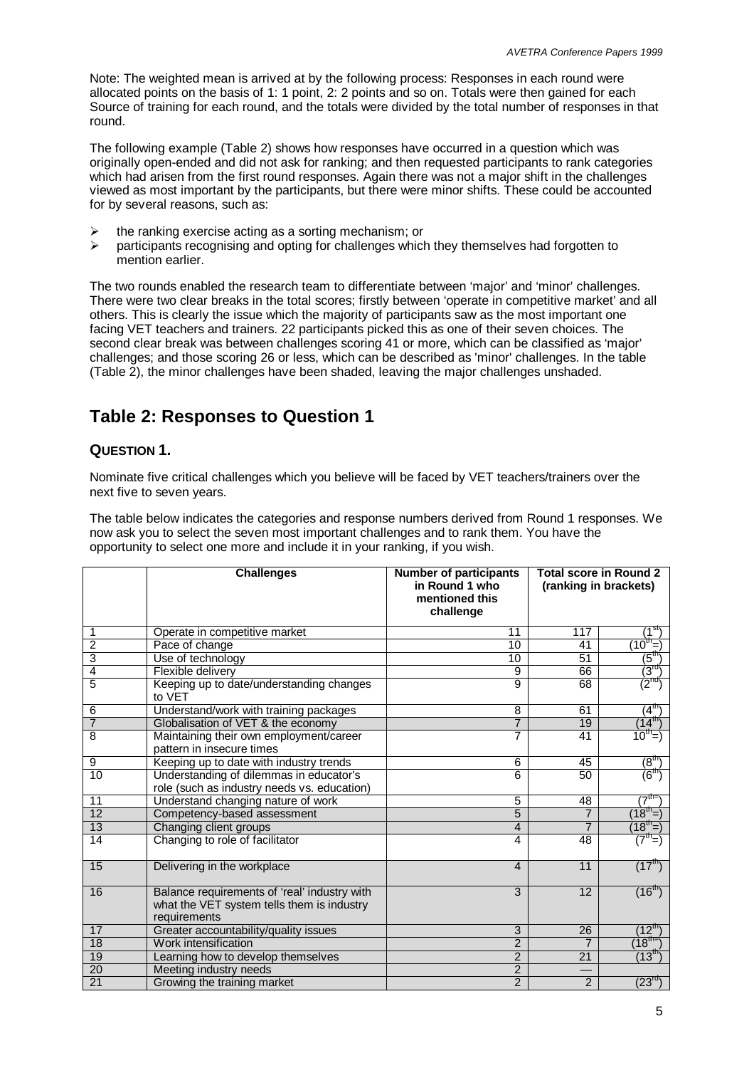Note: The weighted mean is arrived at by the following process: Responses in each round were allocated points on the basis of 1: 1 point, 2: 2 points and so on. Totals were then gained for each Source of training for each round, and the totals were divided by the total number of responses in that round.

The following example (Table 2) shows how responses have occurred in a question which was originally open-ended and did not ask for ranking; and then requested participants to rank categories which had arisen from the first round responses. Again there was not a major shift in the challenges viewed as most important by the participants, but there were minor shifts. These could be accounted for by several reasons, such as:

- the ranking exercise acting as a sorting mechanism; or
- participants recognising and opting for challenges which they themselves had forgotten to mention earlier.

The two rounds enabled the research team to differentiate between 'major' and 'minor' challenges. There were two clear breaks in the total scores; firstly between 'operate in competitive market' and all others. This is clearly the issue which the majority of participants saw as the most important one facing VET teachers and trainers. 22 participants picked this as one of their seven choices. The second clear break was between challenges scoring 41 or more, which can be classified as 'major' challenges; and those scoring 26 or less, which can be described as 'minor' challenges. In the table (Table 2), the minor challenges have been shaded, leaving the major challenges unshaded.

## Table 2: Responses to Question 1

### QUESTION 1.

Nominate five critical challenges which you believe will be faced by VET teachers/trainers over the next five to seven years.

The table below indicates the categories and response numbers derived from Round 1 responses. We now ask you to select the seven most important challenges and to rank them. You have the opportunity to select one more and include it in your ranking, if you wish.

| | Challenges | Number of participants in Round 1 who mentioned this challenge | Total score in Round 2 (ranking in brackets) | |
|---|---|---|---|---|
| 1 | Operate in competitive market | 11 | 117 | (1st) |
| 2 | Pace of change | 10 | 41 | (10th=) |
| 3 | Use of technology | 10 | 51 | (5th) |
| 4 | Flexible delivery | 9 | 66 | (3rd) |
| 5 | Keeping up to date/understanding changes to VET | 9 | 68 | (2nd) |
| 6 | Understand/work with training packages | 8 | 61 | (4th) |
| 7 | Globalisation of VET & the economy | 7 | 19 | (14th) |
| 8 | Maintaining their own employment/career pattern in insecure times | 7 | 41 | 10th=) |
| 9 | Keeping up to date with industry trends | 6 | 45 | (8th) |
| 10 | Understanding of dilemmas in educator's role (such as industry needs vs. education) | 6 | 50 | (6th) |
| 11 | Understand changing nature of work | 5 | 48 | (7th=) |
| 12 | Competency-based assessment | 5 | 7 | (18th=) |
| 13 | Changing client groups | 4 | 7 | (18th=) |
| 14 | Changing to role of facilitator | 4 | 48 | (7th=) |
| 15 | Delivering in the workplace | 4 | 11 | (17th) |
| 16 | Balance requirements of 'real' industry with what the VET system tells them is industry requirements | 3 | 12 | (16th) |
| 17 | Greater accountability/quality issues | 3 | 26 | (12th) |
| 18 | Work intensification | 2 | 7 | (18th=) |
| 19 | Learning how to develop themselves | 2 | 21 | (13th) |
| 20 | Meeting industry needs | 2 | — | |
| 21 | Growing the training market | 2 | 2 | (23rd) |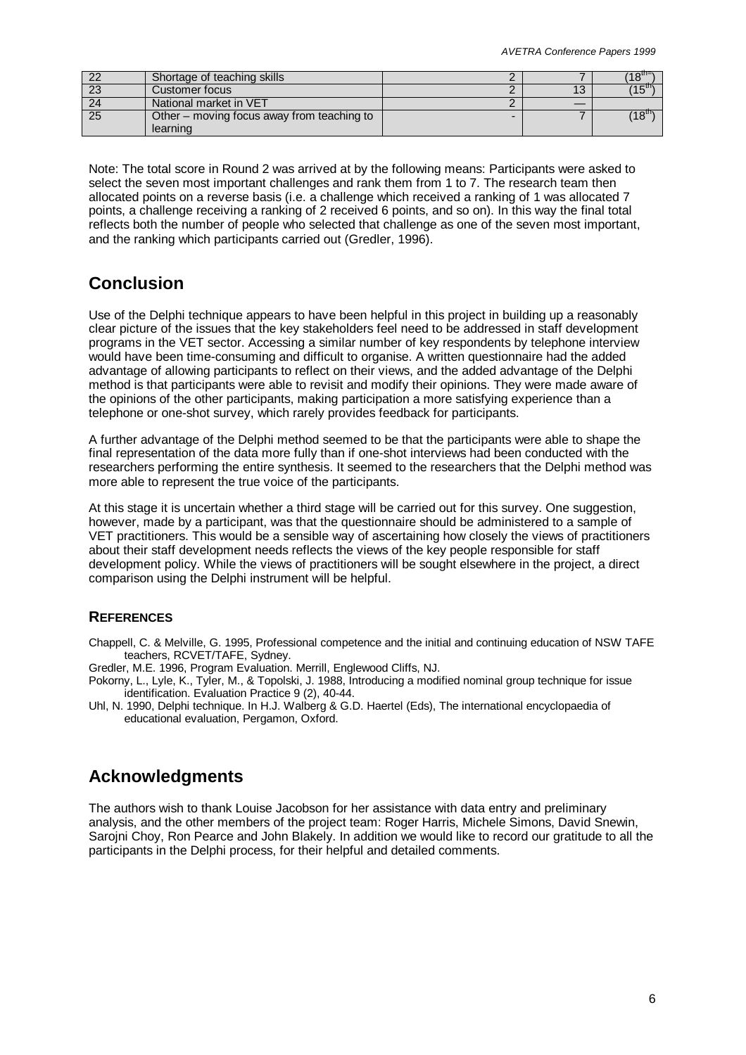| 22 | Shortage of teaching skills | 2 | 7 | (18th=) |
|---|---|---|---|---|
| 23 | Customer focus | 2 | 13 | (15th) |
| 24 | National market in VET | 2 | — | |
| 25 | Other – moving focus away from teaching to learning | - | 7 | (18th) |

Note: The total score in Round 2 was arrived at by the following means: Participants were asked to select the seven most important challenges and rank them from 1 to 7. The research team then allocated points on a reverse basis (i.e. a challenge which received a ranking of 1 was allocated 7 points, a challenge receiving a ranking of 2 received 6 points, and so on). In this way the final total reflects both the number of people who selected that challenge as one of the seven most important, and the ranking which participants carried out (Gredler, 1996).

## Conclusion

Use of the Delphi technique appears to have been helpful in this project in building up a reasonably clear picture of the issues that the key stakeholders feel need to be addressed in staff development programs in the VET sector. Accessing a similar number of key respondents by telephone interview would have been time-consuming and difficult to organise. A written questionnaire had the added advantage of allowing participants to reflect on their views, and the added advantage of the Delphi method is that participants were able to revisit and modify their opinions. They were made aware of the opinions of the other participants, making participation a more satisfying experience than a telephone or one-shot survey, which rarely provides feedback for participants.

A further advantage of the Delphi method seemed to be that the participants were able to shape the final representation of the data more fully than if one-shot interviews had been conducted with the researchers performing the entire synthesis. It seemed to the researchers that the Delphi method was more able to represent the true voice of the participants.

At this stage it is uncertain whether a third stage will be carried out for this survey. One suggestion, however, made by a participant, was that the questionnaire should be administered to a sample of VET practitioners. This would be a sensible way of ascertaining how closely the views of practitioners about their staff development needs reflects the views of the key people responsible for staff development policy. While the views of practitioners will be sought elsewhere in the project, a direct comparison using the Delphi instrument will be helpful.

### References

Chappell, C. & Melville, G. 1995, Professional competence and the initial and continuing education of NSW TAFE teachers, RCVET/TAFE, Sydney.

Gredler, M.E. 1996, Program Evaluation. Merrill, Englewood Cliffs, NJ.

Pokorny, L., Lyle, K., Tyler, M., & Topolski, J. 1988, Introducing a modified nominal group technique for issue identification. Evaluation Practice 9 (2), 40-44.

Uhl, N. 1990, Delphi technique. In H.J. Walberg & G.D. Haertel (Eds), The international encyclopaedia of educational evaluation, Pergamon, Oxford.

## Acknowledgments

The authors wish to thank Louise Jacobson for her assistance with data entry and preliminary analysis, and the other members of the project team: Roger Harris, Michele Simons, David Snewin, Sarojni Choy, Ron Pearce and John Blakely. In addition we would like to record our gratitude to all the participants in the Delphi process, for their helpful and detailed comments.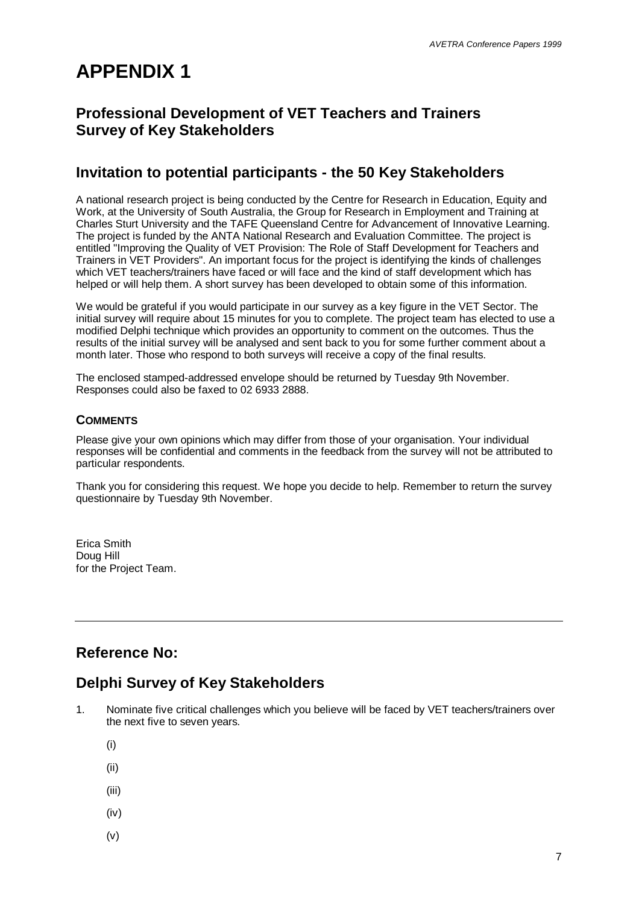# APPENDIX 1

## Professional Development of VET Teachers and Trainers Survey of Key Stakeholders

## Invitation to potential participants - the 50 Key Stakeholders

A national research project is being conducted by the Centre for Research in Education, Equity and Work, at the University of South Australia, the Group for Research in Employment and Training at Charles Sturt University and the TAFE Queensland Centre for Advancement of Innovative Learning. The project is funded by the ANTA National Research and Evaluation Committee. The project is entitled "Improving the Quality of VET Provision: The Role of Staff Development for Teachers and Trainers in VET Providers". An important focus for the project is identifying the kinds of challenges which VET teachers/trainers have faced or will face and the kind of staff development which has helped or will help them. A short survey has been developed to obtain some of this information.

We would be grateful if you would participate in our survey as a key figure in the VET Sector. The initial survey will require about 15 minutes for you to complete. The project team has elected to use a modified Delphi technique which provides an opportunity to comment on the outcomes. Thus the results of the initial survey will be analysed and sent back to you for some further comment about a month later. Those who respond to both surveys will receive a copy of the final results.

The enclosed stamped-addressed envelope should be returned by Tuesday 9th November. Responses could also be faxed to 02 6933 2888.

### COMMENTS

Please give your own opinions which may differ from those of your organisation. Your individual responses will be confidential and comments in the feedback from the survey will not be attributed to particular respondents.

Thank you for considering this request. We hope you decide to help. Remember to return the survey questionnaire by Tuesday 9th November.

Erica Smith
Doug Hill
for the Project Team.

---

## Reference No:

## Delphi Survey of Key Stakeholders

1. Nominate five critical challenges which you believe will be faced by VET teachers/trainers over the next five to seven years.

   (i)

   (ii)

   (iii)

   (iv)

   (v)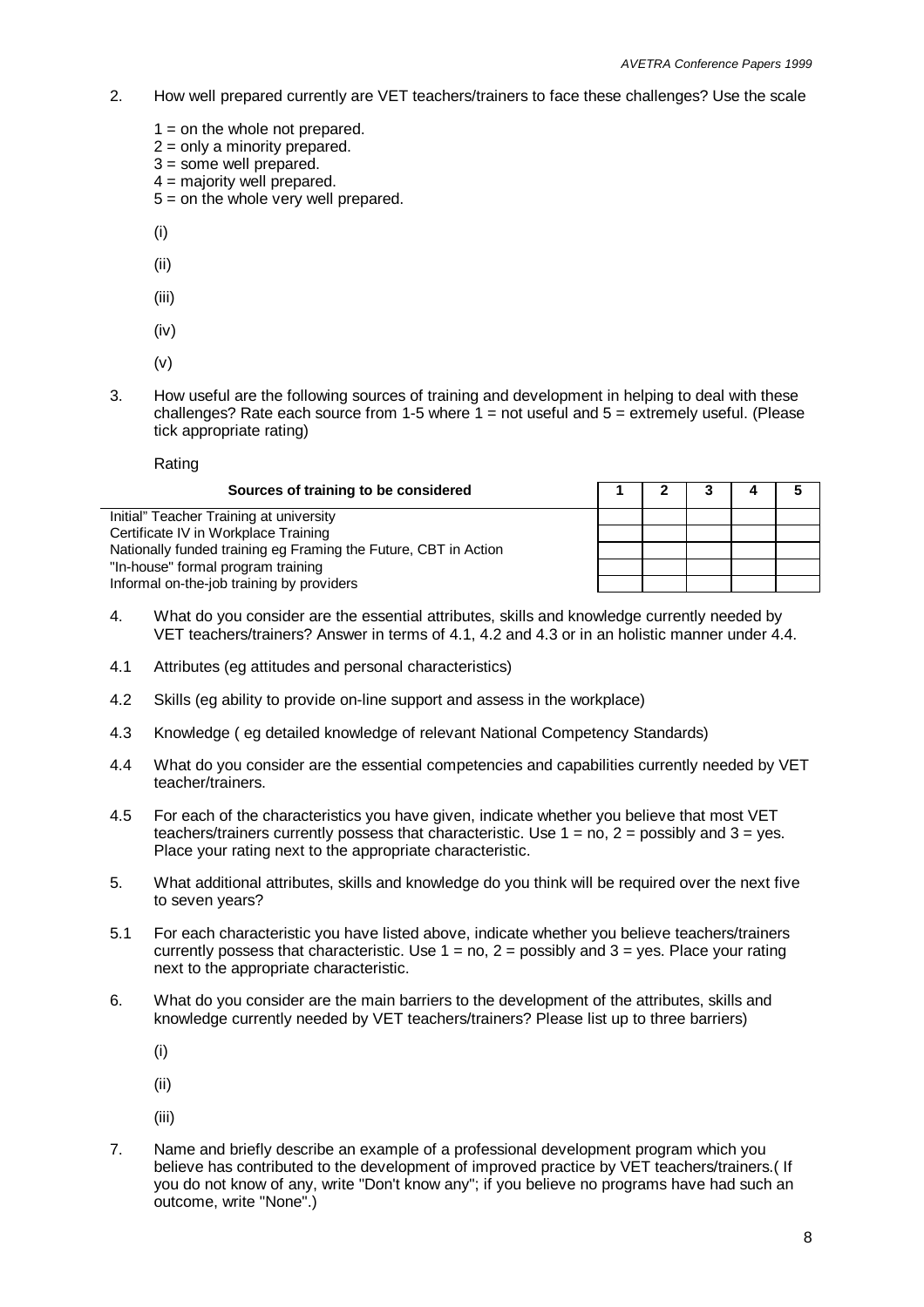2. How well prepared currently are VET teachers/trainers to face these challenges? Use the scale

   1 = on the whole not prepared.
   2 = only a minority prepared.
   3 = some well prepared.
   4 = majority well prepared.
   5 = on the whole very well prepared.

   (i)

   (ii)

   (iii)

   (iv)

   (v)

3. How useful are the following sources of training and development in helping to deal with these challenges? Rate each source from 1-5 where 1 = not useful and 5 = extremely useful. (Please tick appropriate rating)

   Rating

| Sources of training to be considered | 1 | 2 | 3 | 4 | 5 |
|---|---|---|---|---|---|
| Initial" Teacher Training at university | | | | | |
| Certificate IV in Workplace Training | | | | | |
| Nationally funded training eg Framing the Future, CBT in Action | | | | | |
| "In-house" formal program training | | | | | |
| Informal on-the-job training by providers | | | | | |

4. What do you consider are the essential attributes, skills and knowledge currently needed by VET teachers/trainers? Answer in terms of 4.1, 4.2 and 4.3 or in an holistic manner under 4.4.

4.1 Attributes (eg attitudes and personal characteristics)

4.2 Skills (eg ability to provide on-line support and assess in the workplace)

4.3 Knowledge ( eg detailed knowledge of relevant National Competency Standards)

4.4 What do you consider are the essential competencies and capabilities currently needed by VET teacher/trainers.

4.5 For each of the characteristics you have given, indicate whether you believe that most VET teachers/trainers currently possess that characteristic. Use 1 = no, 2 = possibly and 3 = yes. Place your rating next to the appropriate characteristic.

5. What additional attributes, skills and knowledge do you think will be required over the next five to seven years?

5.1 For each characteristic you have listed above, indicate whether you believe teachers/trainers currently possess that characteristic. Use 1 = no, 2 = possibly and 3 = yes. Place your rating next to the appropriate characteristic.

6. What do you consider are the main barriers to the development of the attributes, skills and knowledge currently needed by VET teachers/trainers? Please list up to three barriers)

   (i)

   (ii)

   (iii)

7. Name and briefly describe an example of a professional development program which you believe has contributed to the development of improved practice by VET teachers/trainers.( If you do not know of any, write "Don't know any"; if you believe no programs have had such an outcome, write "None".)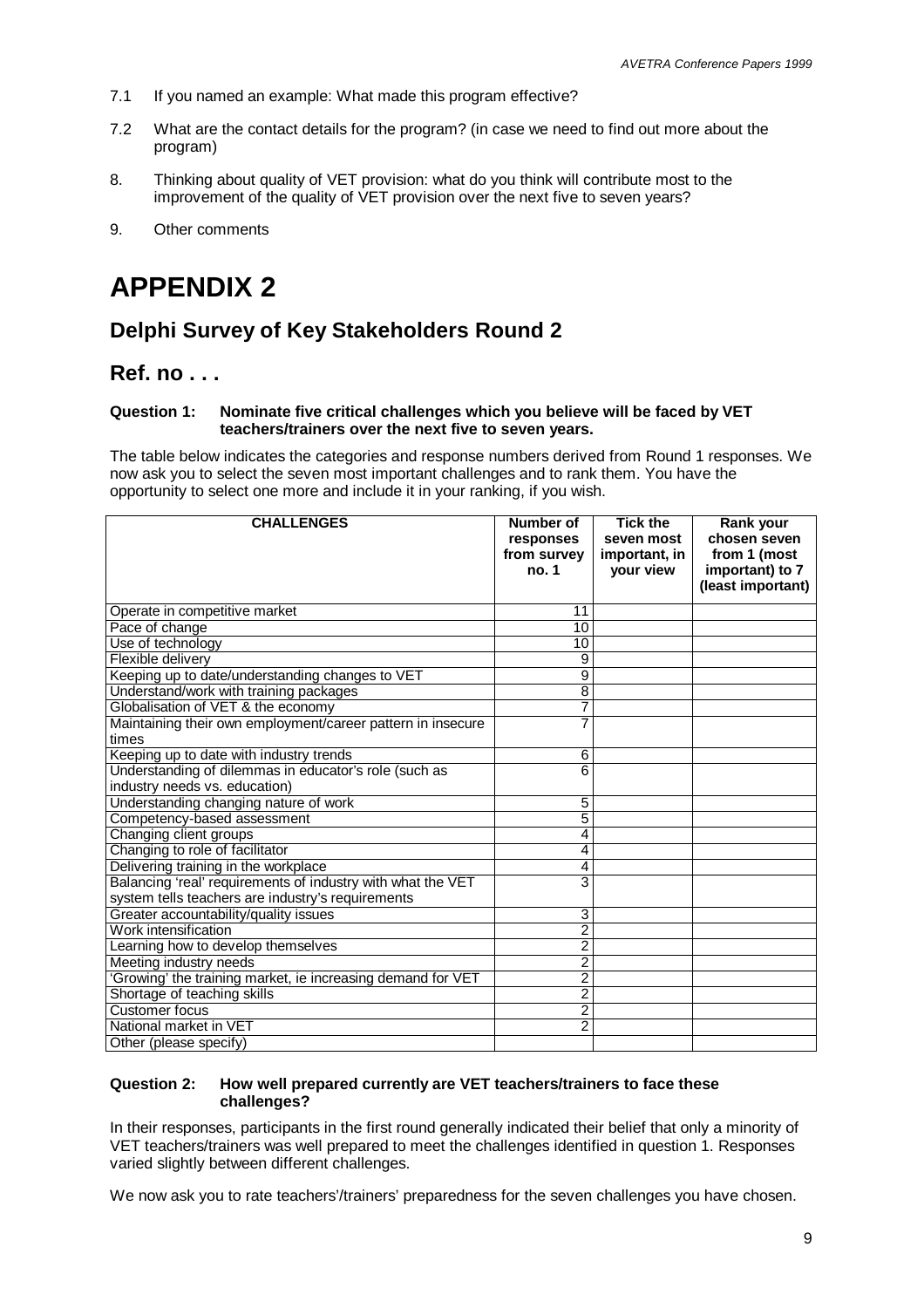7.1 If you named an example: What made this program effective?

7.2 What are the contact details for the program? (in case we need to find out more about the program)

8. Thinking about quality of VET provision: what do you think will contribute most to the improvement of the quality of VET provision over the next five to seven years?

9. Other comments

# APPENDIX 2

## Delphi Survey of Key Stakeholders Round 2

## Ref. no . . .

**Question 1: Nominate five critical challenges which you believe will be faced by VET teachers/trainers over the next five to seven years.**

The table below indicates the categories and response numbers derived from Round 1 responses. We now ask you to select the seven most important challenges and to rank them. You have the opportunity to select one more and include it in your ranking, if you wish.

| CHALLENGES | Number of responses from survey no. 1 | Tick the seven most important, in your view | Rank your chosen seven from 1 (most important) to 7 (least important) |
|---|---|---|---|
| Operate in competitive market | 11 | | |
| Pace of change | 10 | | |
| Use of technology | 10 | | |
| Flexible delivery | 9 | | |
| Keeping up to date/understanding changes to VET | 9 | | |
| Understand/work with training packages | 8 | | |
| Globalisation of VET & the economy | 7 | | |
| Maintaining their own employment/career pattern in insecure times | 7 | | |
| Keeping up to date with industry trends | 6 | | |
| Understanding of dilemmas in educator's role (such as industry needs vs. education) | 6 | | |
| Understanding changing nature of work | 5 | | |
| Competency-based assessment | 5 | | |
| Changing client groups | 4 | | |
| Changing to role of facilitator | 4 | | |
| Delivering training in the workplace | 4 | | |
| Balancing 'real' requirements of industry with what the VET system tells teachers are industry's requirements | 3 | | |
| Greater accountability/quality issues | 3 | | |
| Work intensification | 2 | | |
| Learning how to develop themselves | 2 | | |
| Meeting industry needs | 2 | | |
| 'Growing' the training market, ie increasing demand for VET | 2 | | |
| Shortage of teaching skills | 2 | | |
| Customer focus | 2 | | |
| National market in VET | 2 | | |
| Other (please specify) | | | |

**Question 2: How well prepared currently are VET teachers/trainers to face these challenges?**

In their responses, participants in the first round generally indicated their belief that only a minority of VET teachers/trainers was well prepared to meet the challenges identified in question 1. Responses varied slightly between different challenges.

We now ask you to rate teachers'/trainers' preparedness for the seven challenges you have chosen.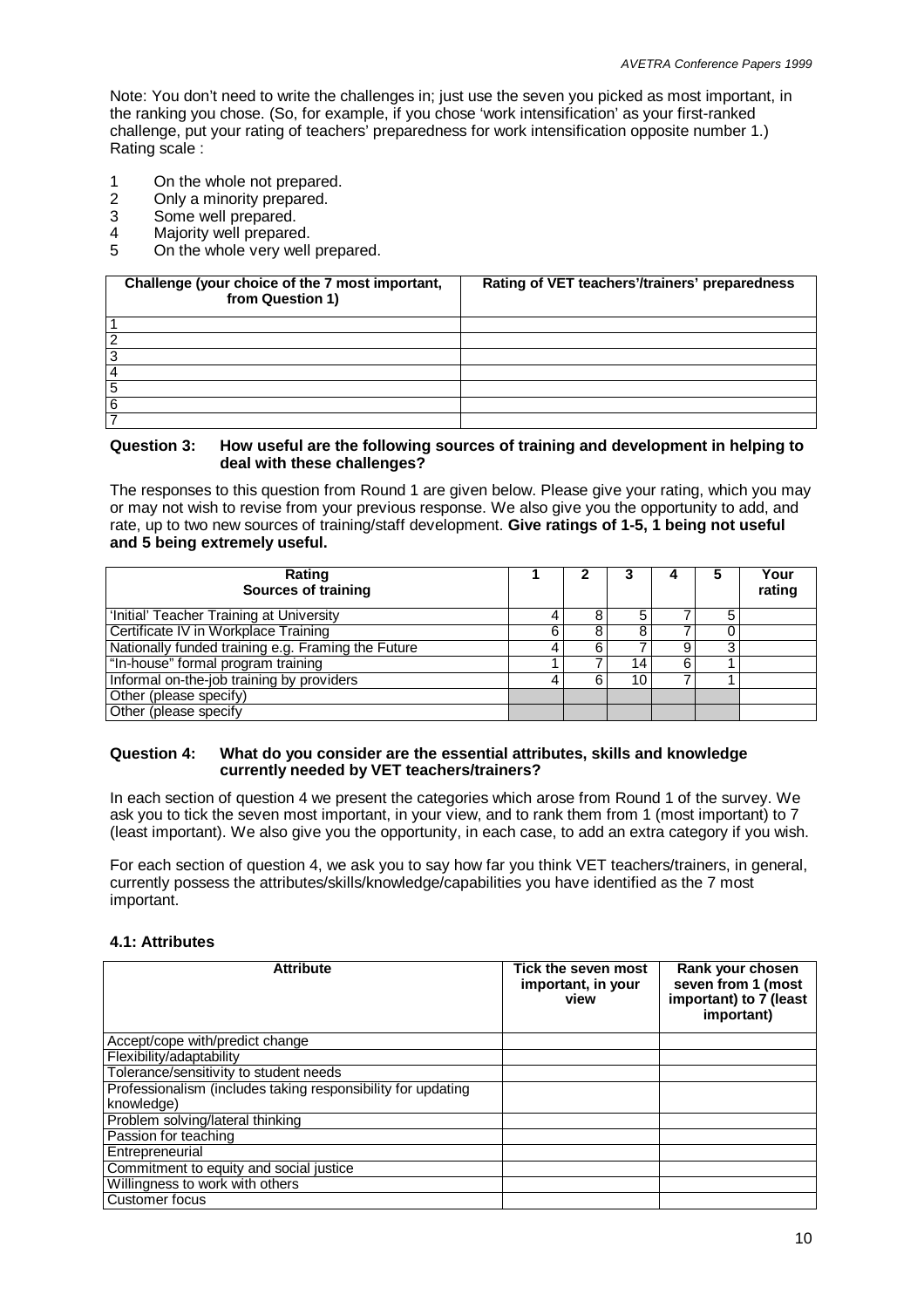Note: You don't need to write the challenges in; just use the seven you picked as most important, in the ranking you chose. (So, for example, if you chose 'work intensification' as your first-ranked challenge, put your rating of teachers' preparedness for work intensification opposite number 1.)
Rating scale :

1 On the whole not prepared.
2 Only a minority prepared.
3 Some well prepared.
4 Majority well prepared.
5 On the whole very well prepared.

| Challenge (your choice of the 7 most important, from Question 1) | Rating of VET teachers'/trainers' preparedness |
|---|---|
| 1 | |
| 2 | |
| 3 | |
| 4 | |
| 5 | |
| 6 | |
| 7 | |

**Question 3: How useful are the following sources of training and development in helping to deal with these challenges?**

The responses to this question from Round 1 are given below. Please give your rating, which you may or may not wish to revise from your previous response. We also give you the opportunity to add, and rate, up to two new sources of training/staff development. **Give ratings of 1-5, 1 being not useful and 5 being extremely useful.**

| Rating<br>Sources of training | 1 | 2 | 3 | 4 | 5 | Your rating |
|---|---|---|---|---|---|---|
| 'Initial' Teacher Training at University | 4 | 8 | 5 | 7 | 5 | |
| Certificate IV in Workplace Training | 6 | 8 | 8 | 7 | 0 | |
| Nationally funded training e.g. Framing the Future | 4 | 6 | 7 | 9 | 3 | |
| "In-house" formal program training | 1 | 7 | 14 | 6 | 1 | |
| Informal on-the-job training by providers | 4 | 6 | 10 | 7 | 1 | |
| Other (please specify) | | | | | | |
| Other (please specify | | | | | | |

**Question 4: What do you consider are the essential attributes, skills and knowledge currently needed by VET teachers/trainers?**

In each section of question 4 we present the categories which arose from Round 1 of the survey. We ask you to tick the seven most important, in your view, and to rank them from 1 (most important) to 7 (least important). We also give you the opportunity, in each case, to add an extra category if you wish.

For each section of question 4, we ask you to say how far you think VET teachers/trainers, in general, currently possess the attributes/skills/knowledge/capabilities you have identified as the 7 most important.

### 4.1: Attributes

| Attribute | Tick the seven most important, in your view | Rank your chosen seven from 1 (most important) to 7 (least important) |
|---|---|---|
| Accept/cope with/predict change | | |
| Flexibility/adaptability | | |
| Tolerance/sensitivity to student needs | | |
| Professionalism (includes taking responsibility for updating knowledge) | | |
| Problem solving/lateral thinking | | |
| Passion for teaching | | |
| Entrepreneurial | | |
| Commitment to equity and social justice | | |
| Willingness to work with others | | |
| Customer focus | | |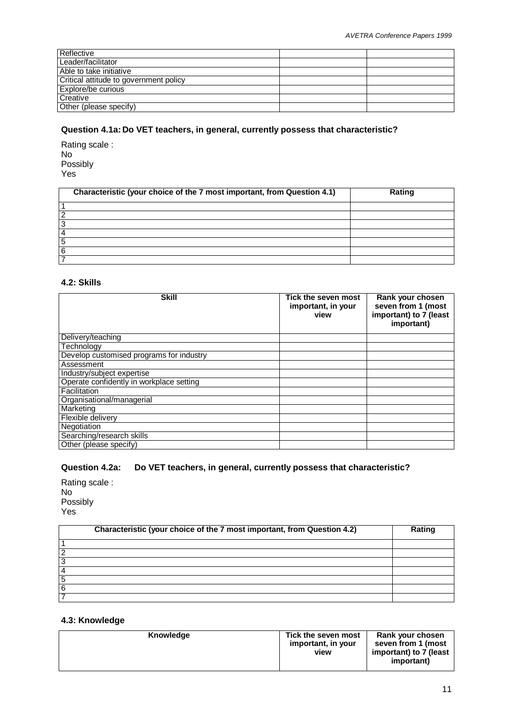| | | |
|---|---|---|
| Reflective | | |
| Leader/facilitator | | |
| Able to take initiative | | |
| Critical attitude to government policy | | |
| Explore/be curious | | |
| Creative | | |
| Other (please specify) | | |

**Question 4.1a: Do VET teachers, in general, currently possess that characteristic?**

Rating scale :
No
Possibly
Yes

| Characteristic (your choice of the 7 most important, from Question 4.1) | Rating |
|---|---|
| 1 | |
| 2 | |
| 3 | |
| 4 | |
| 5 | |
| 6 | |
| 7 | |

### 4.2: Skills

| Skill | Tick the seven most important, in your view | Rank your chosen seven from 1 (most important) to 7 (least important) |
|---|---|---|
| Delivery/teaching | | |
| Technology | | |
| Develop customised programs for industry | | |
| Assessment | | |
| Industry/subject expertise | | |
| Operate confidently in workplace setting | | |
| Facilitation | | |
| Organisational/managerial | | |
| Marketing | | |
| Flexible delivery | | |
| Negotiation | | |
| Searching/research skills | | |
| Other (please specify) | | |

**Question 4.2a: Do VET teachers, in general, currently possess that characteristic?**

Rating scale :
No
Possibly
Yes

| Characteristic (your choice of the 7 most important, from Question 4.2) | Rating |
|---|---|
| 1 | |
| 2 | |
| 3 | |
| 4 | |
| 5 | |
| 6 | |
| 7 | |

### 4.3: Knowledge

| Knowledge | Tick the seven most important, in your view | Rank your chosen seven from 1 (most important) to 7 (least important) |
|---|---|---|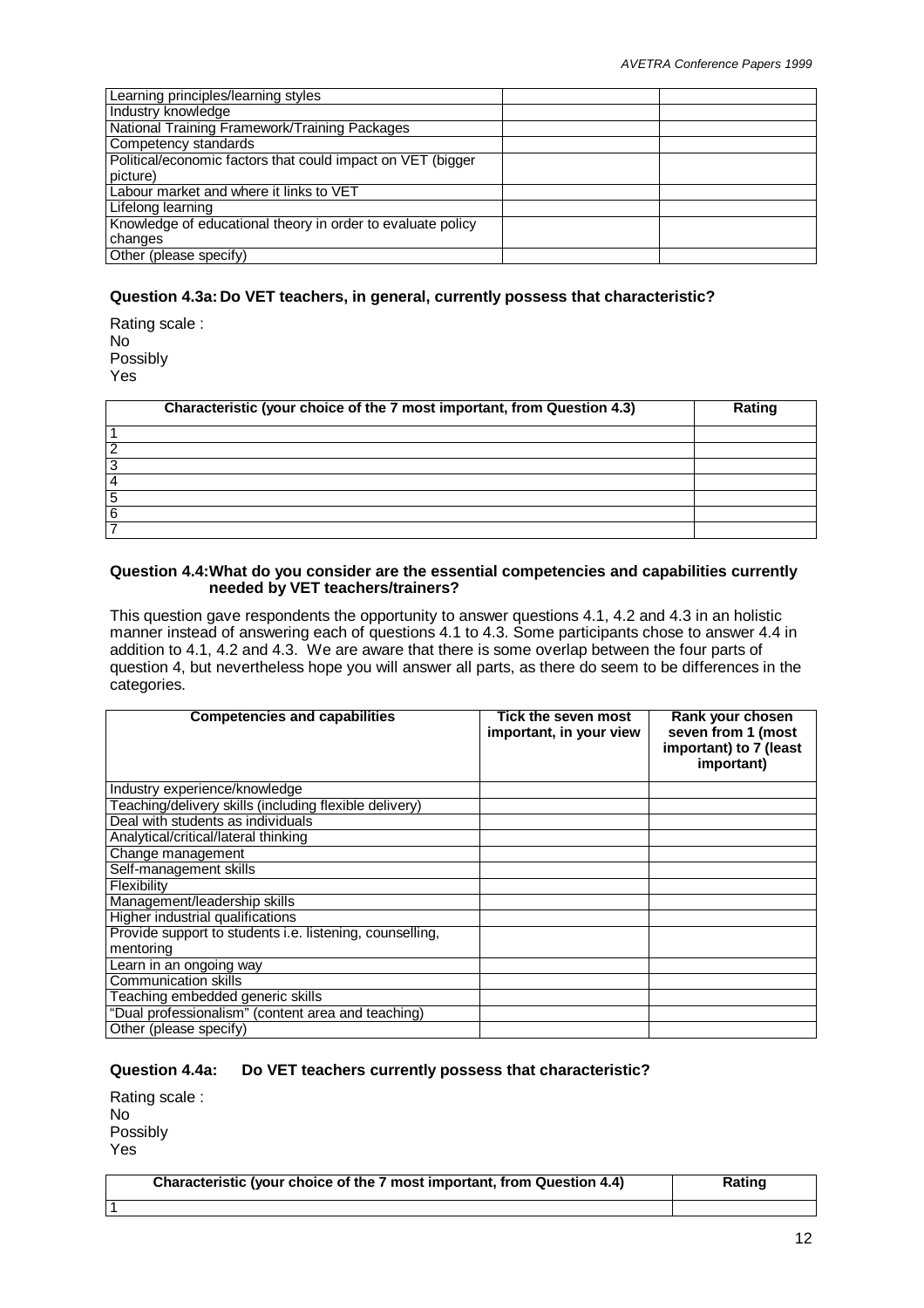| | | |
|---|---|---|
| Learning principles/learning styles | | |
| Industry knowledge | | |
| National Training Framework/Training Packages | | |
| Competency standards | | |
| Political/economic factors that could impact on VET (bigger picture) | | |
| Labour market and where it links to VET | | |
| Lifelong learning | | |
| Knowledge of educational theory in order to evaluate policy changes | | |
| Other (please specify) | | |

#### Question 4.3a: Do VET teachers, in general, currently possess that characteristic?

Rating scale :
No
Possibly
Yes

| Characteristic (your choice of the 7 most important, from Question 4.3) | Rating |
|---|---|
| 1 | |
| 2 | |
| 3 | |
| 4 | |
| 5 | |
| 6 | |
| 7 | |

#### Question 4.4: What do you consider are the essential competencies and capabilities currently needed by VET teachers/trainers?

This question gave respondents the opportunity to answer questions 4.1, 4.2 and 4.3 in an holistic manner instead of answering each of questions 4.1 to 4.3. Some participants chose to answer 4.4 in addition to 4.1, 4.2 and 4.3. We are aware that there is some overlap between the four parts of question 4, but nevertheless hope you will answer all parts, as there do seem to be differences in the categories.

| Competencies and capabilities | Tick the seven most important, in your view | Rank your chosen seven from 1 (most important) to 7 (least important) |
|---|---|---|
| Industry experience/knowledge | | |
| Teaching/delivery skills (including flexible delivery) | | |
| Deal with students as individuals | | |
| Analytical/critical/lateral thinking | | |
| Change management | | |
| Self-management skills | | |
| Flexibility | | |
| Management/leadership skills | | |
| Higher industrial qualifications | | |
| Provide support to students i.e. listening, counselling, mentoring | | |
| Learn in an ongoing way | | |
| Communication skills | | |
| Teaching embedded generic skills | | |
| "Dual professionalism" (content area and teaching) | | |
| Other (please specify) | | |

#### Question 4.4a: Do VET teachers currently possess that characteristic?

Rating scale :
No
Possibly
Yes

| Characteristic (your choice of the 7 most important, from Question 4.4) | Rating |
|---|---|
| 1 | |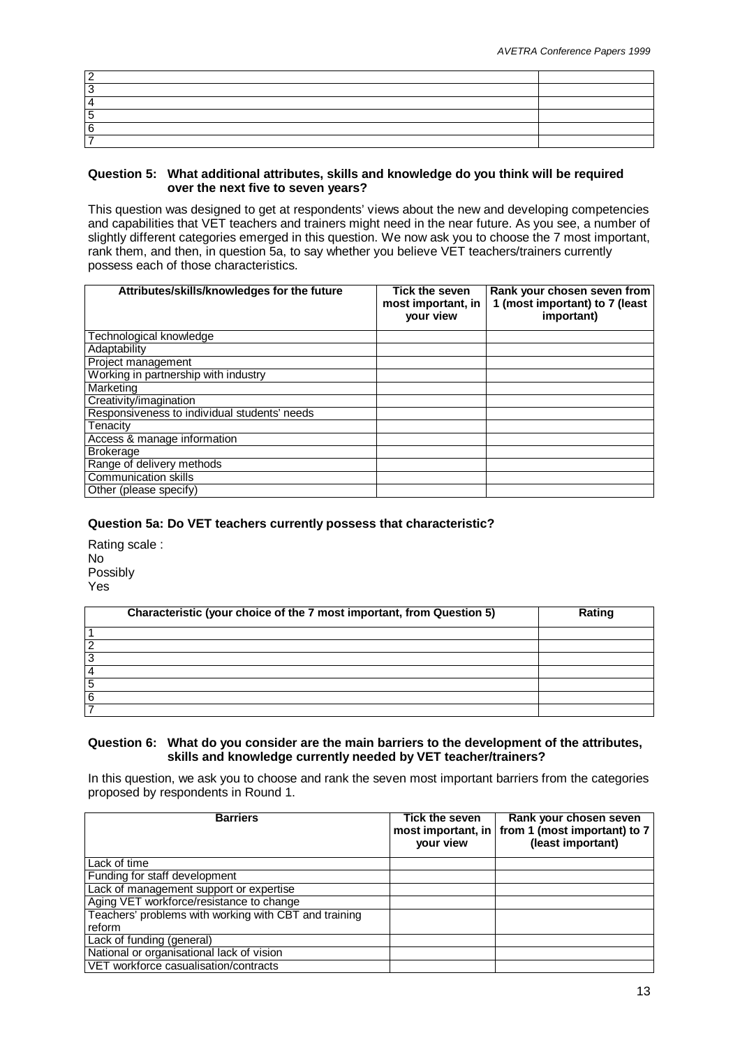| | |
|---|---|
| 2 | |
| 3 | |
| 4 | |
| 5 | |
| 6 | |
| 7 | |

**Question 5: What additional attributes, skills and knowledge do you think will be required over the next five to seven years?**

This question was designed to get at respondents' views about the new and developing competencies and capabilities that VET teachers and trainers might need in the near future. As you see, a number of slightly different categories emerged in this question. We now ask you to choose the 7 most important, rank them, and then, in question 5a, to say whether you believe VET teachers/trainers currently possess each of those characteristics.

| Attributes/skills/knowledges for the future | Tick the seven most important, in your view | Rank your chosen seven from 1 (most important) to 7 (least important) |
|---|---|---|
| Technological knowledge | | |
| Adaptability | | |
| Project management | | |
| Working in partnership with industry | | |
| Marketing | | |
| Creativity/imagination | | |
| Responsiveness to individual students' needs | | |
| Tenacity | | |
| Access & manage information | | |
| Brokerage | | |
| Range of delivery methods | | |
| Communication skills | | |
| Other (please specify) | | |

**Question 5a: Do VET teachers currently possess that characteristic?**

Rating scale :
No
Possibly
Yes

| Characteristic (your choice of the 7 most important, from Question 5) | Rating |
|---|---|
| 1 | |
| 2 | |
| 3 | |
| 4 | |
| 5 | |
| 6 | |
| 7 | |

**Question 6: What do you consider are the main barriers to the development of the attributes, skills and knowledge currently needed by VET teacher/trainers?**

In this question, we ask you to choose and rank the seven most important barriers from the categories proposed by respondents in Round 1.

| Barriers | Tick the seven most important, in your view | Rank your chosen seven from 1 (most important) to 7 (least important) |
|---|---|---|
| Lack of time | | |
| Funding for staff development | | |
| Lack of management support or expertise | | |
| Aging VET workforce/resistance to change | | |
| Teachers' problems with working with CBT and training reform | | |
| Lack of funding (general) | | |
| National or organisational lack of vision | | |
| VET workforce casualisation/contracts | | |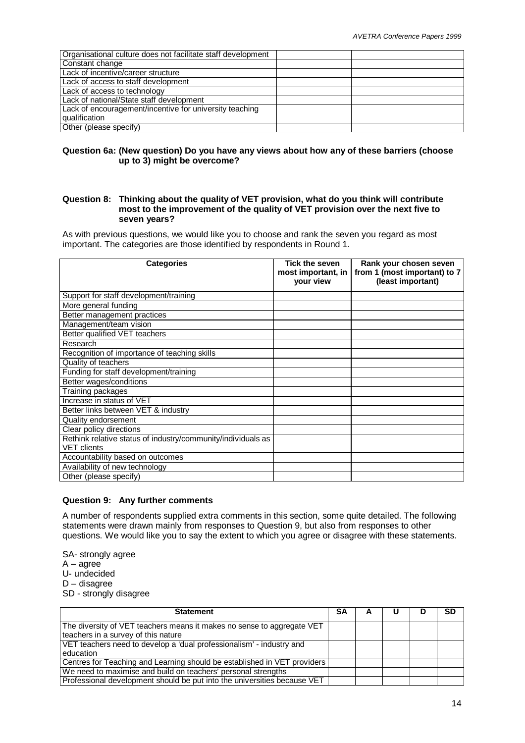| | | |
|---|---|---|
| Organisational culture does not facilitate staff development | | |
| Constant change | | |
| Lack of incentive/career structure | | |
| Lack of access to staff development | | |
| Lack of access to technology | | |
| Lack of national/State staff development | | |
| Lack of encouragement/incentive for university teaching qualification | | |
| Other (please specify) | | |

**Question 6a: (New question) Do you have any views about how any of these barriers (choose up to 3) might be overcome?**

**Question 8: Thinking about the quality of VET provision, what do you think will contribute most to the improvement of the quality of VET provision over the next five to seven years?**

As with previous questions, we would like you to choose and rank the seven you regard as most important. The categories are those identified by respondents in Round 1.

| Categories | Tick the seven most important, in your view | Rank your chosen seven from 1 (most important) to 7 (least important) |
|---|---|---|
| Support for staff development/training | | |
| More general funding | | |
| Better management practices | | |
| Management/team vision | | |
| Better qualified VET teachers | | |
| Research | | |
| Recognition of importance of teaching skills | | |
| Quality of teachers | | |
| Funding for staff development/training | | |
| Better wages/conditions | | |
| Training packages | | |
| Increase in status of VET | | |
| Better links between VET & industry | | |
| Quality endorsement | | |
| Clear policy directions | | |
| Rethink relative status of industry/community/individuals as VET clients | | |
| Accountability based on outcomes | | |
| Availability of new technology | | |
| Other (please specify) | | |

**Question 9: Any further comments**

A number of respondents supplied extra comments in this section, some quite detailed. The following statements were drawn mainly from responses to Question 9, but also from responses to other questions. We would like you to say the extent to which you agree or disagree with these statements.

SA- strongly agree
A – agree
U- undecided
D – disagree
SD - strongly disagree

| Statement | SA | A | U | D | SD |
|---|---|---|---|---|---|
| The diversity of VET teachers means it makes no sense to aggregate VET teachers in a survey of this nature | | | | | |
| VET teachers need to develop a 'dual professionalism' - industry and education | | | | | |
| Centres for Teaching and Learning should be established in VET providers | | | | | |
| We need to maximise and build on teachers' personal strengths | | | | | |
| Professional development should be put into the universities because VET | | | | | |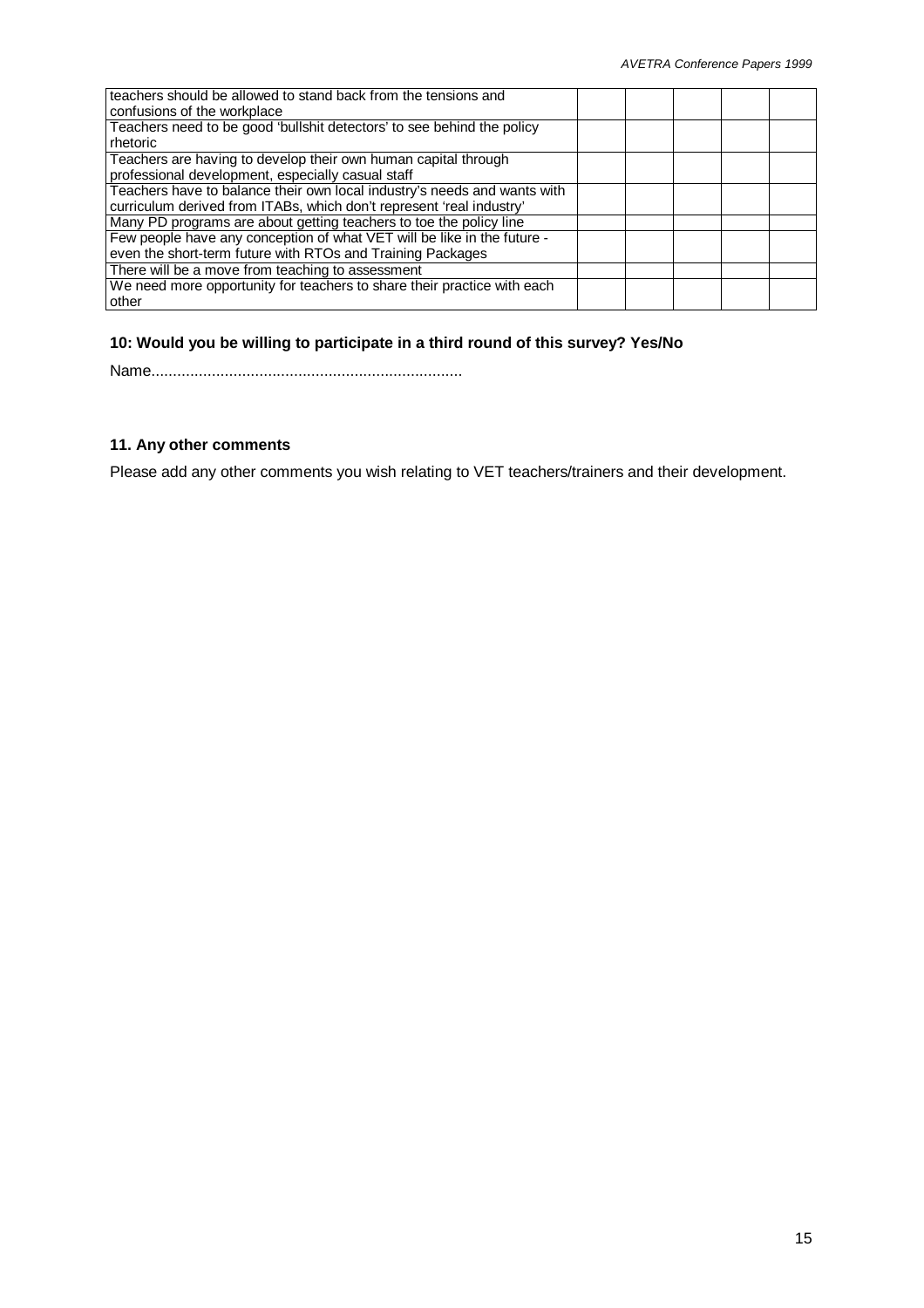| | | | | | |
|---|---|---|---|---|---|
| teachers should be allowed to stand back from the tensions and confusions of the workplace | | | | | |
| Teachers need to be good 'bullshit detectors' to see behind the policy rhetoric | | | | | |
| Teachers are having to develop their own human capital through professional development, especially casual staff | | | | | |
| Teachers have to balance their own local industry's needs and wants with curriculum derived from ITABs, which don't represent 'real industry' | | | | | |
| Many PD programs are about getting teachers to toe the policy line | | | | | |
| Few people have any conception of what VET will be like in the future - even the short-term future with RTOs and Training Packages | | | | | |
| There will be a move from teaching to assessment | | | | | |
| We need more opportunity for teachers to share their practice with each other | | | | | |

**10: Would you be willing to participate in a third round of this survey? Yes/No**

Name.........................................................................

**11. Any other comments**

Please add any other comments you wish relating to VET teachers/trainers and their development.